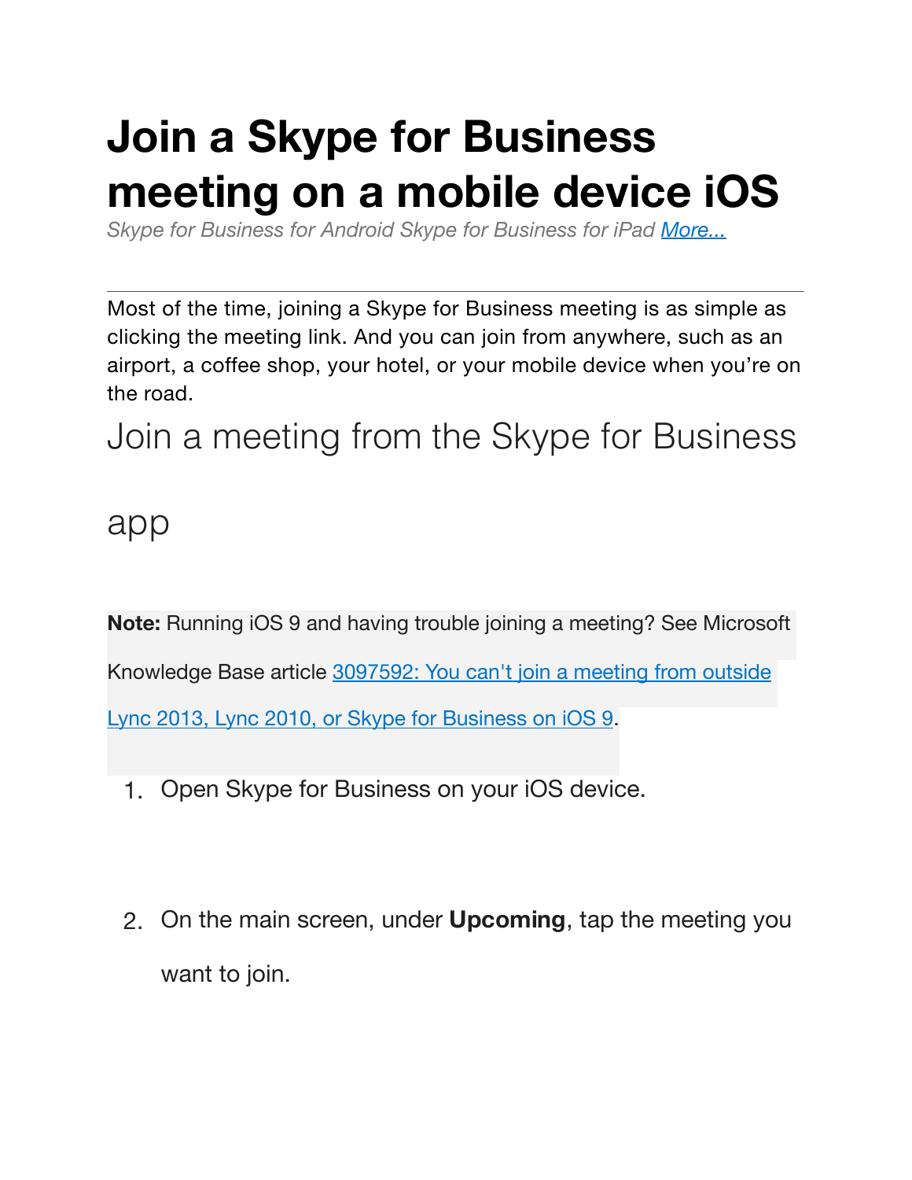# Join a Skype for Business meeting on a mobile device iOS

*Skype for Business for Android Skype for Business for iPad* [More...]

---

Most of the time, joining a Skype for Business meeting is as simple as clicking the meeting link. And you can join from anywhere, such as an airport, a coffee shop, your hotel, or your mobile device when you're on the road.

## Join a meeting from the Skype for Business app

**Note:** Running iOS 9 and having trouble joining a meeting? See Microsoft Knowledge Base article 3097592: You can't join a meeting from outside Lync 2013, Lync 2010, or Skype for Business on iOS 9.

1. Open Skype for Business on your iOS device.

2. On the main screen, under **Upcoming**, tap the meeting you want to join.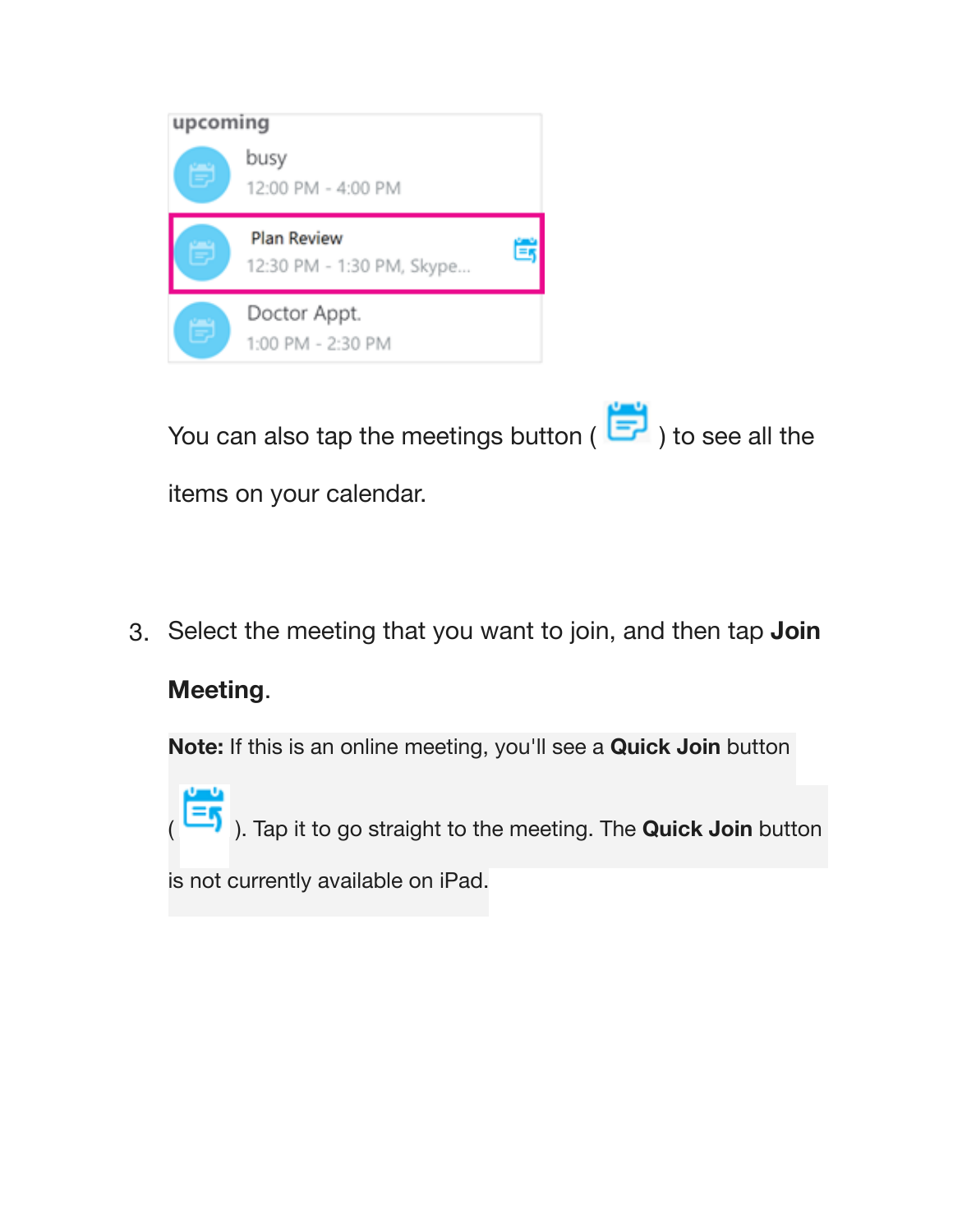You can also tap the meetings button ( ) to see all the items on your calendar.

3. Select the meeting that you want to join, and then tap **Join Meeting**.

   **Note:** If this is an online meeting, you'll see a **Quick Join** button ( ). Tap it to go straight to the meeting. The **Quick Join** button is not currently available on iPad.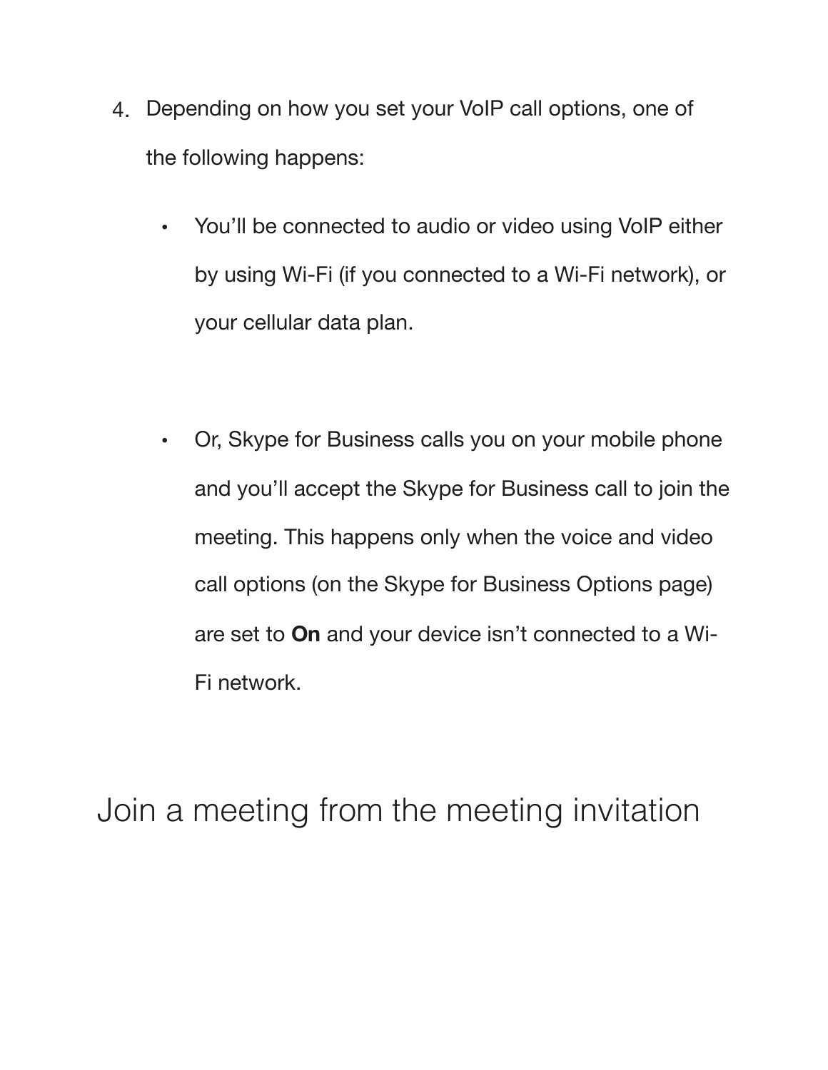4. Depending on how you set your VoIP call options, one of the following happens:

    - You'll be connected to audio or video using VoIP either by using Wi-Fi (if you connected to a Wi-Fi network), or your cellular data plan.

    - Or, Skype for Business calls you on your mobile phone and you'll accept the Skype for Business call to join the meeting. This happens only when the voice and video call options (on the Skype for Business Options page) are set to **On** and your device isn't connected to a Wi-Fi network.

# Join a meeting from the meeting invitation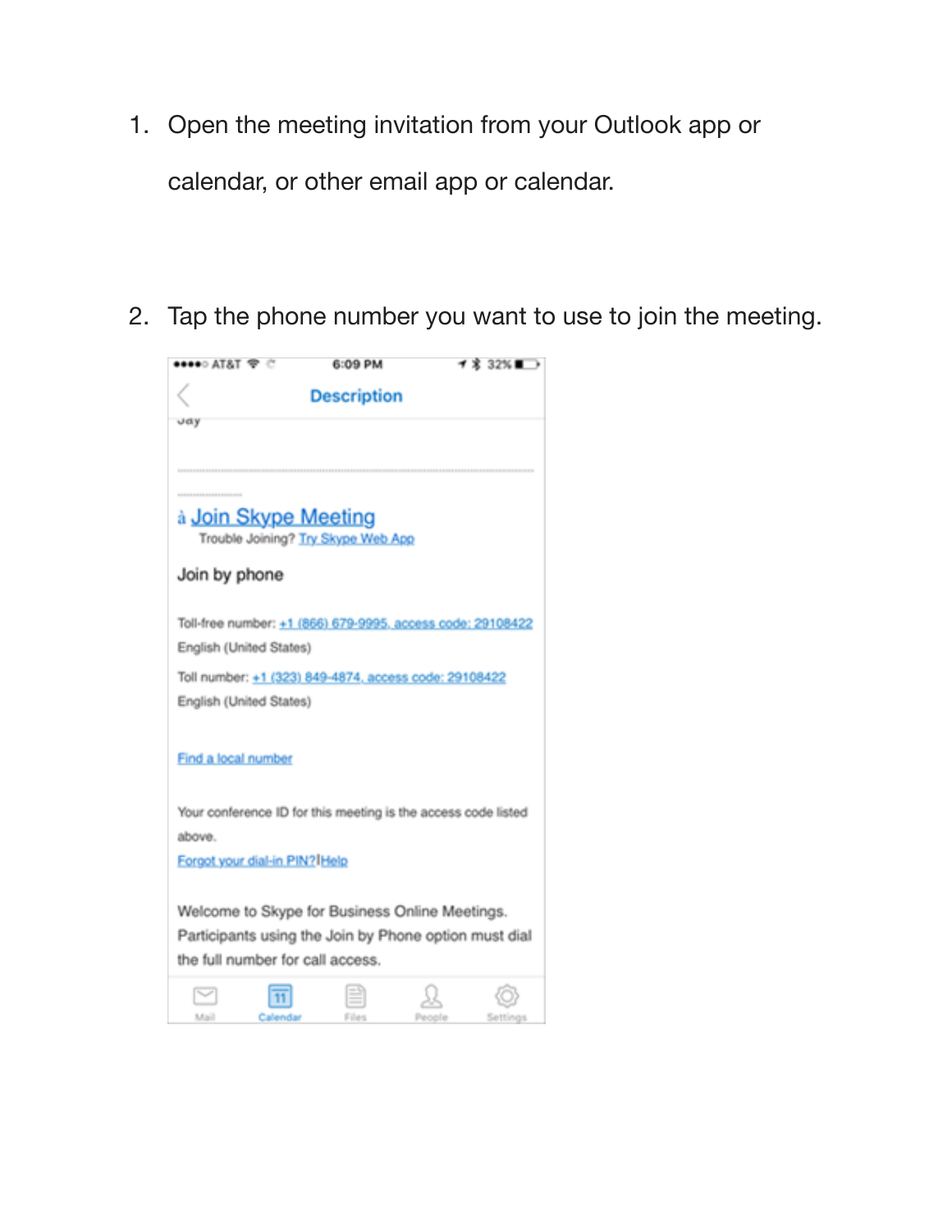1. Open the meeting invitation from your Outlook app or calendar, or other email app or calendar.

2. Tap the phone number you want to use to join the meeting.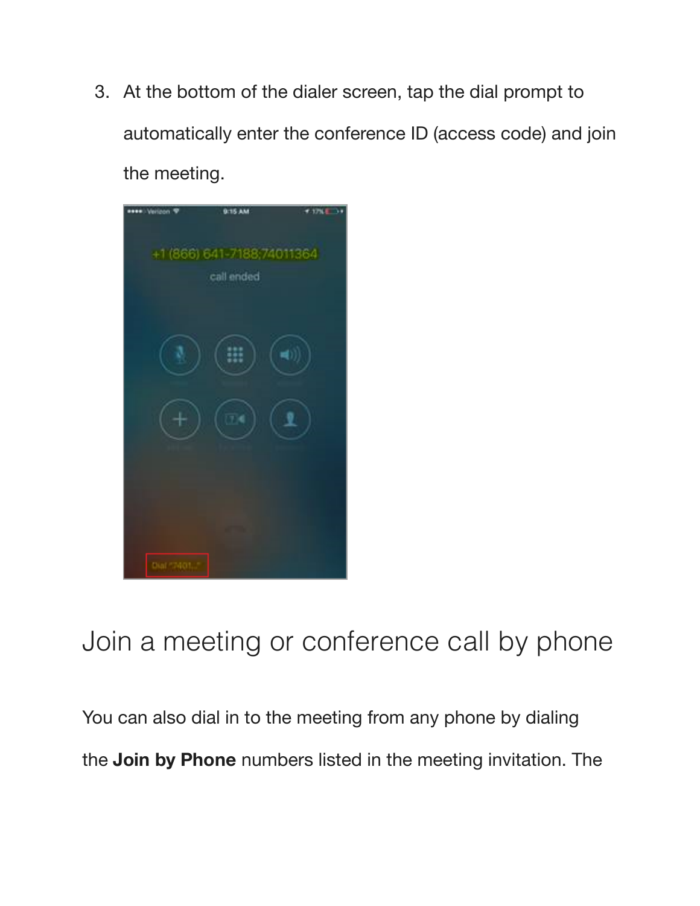3. At the bottom of the dialer screen, tap the dial prompt to automatically enter the conference ID (access code) and join the meeting.

# Join a meeting or conference call by phone

You can also dial in to the meeting from any phone by dialing the **Join by Phone** numbers listed in the meeting invitation. The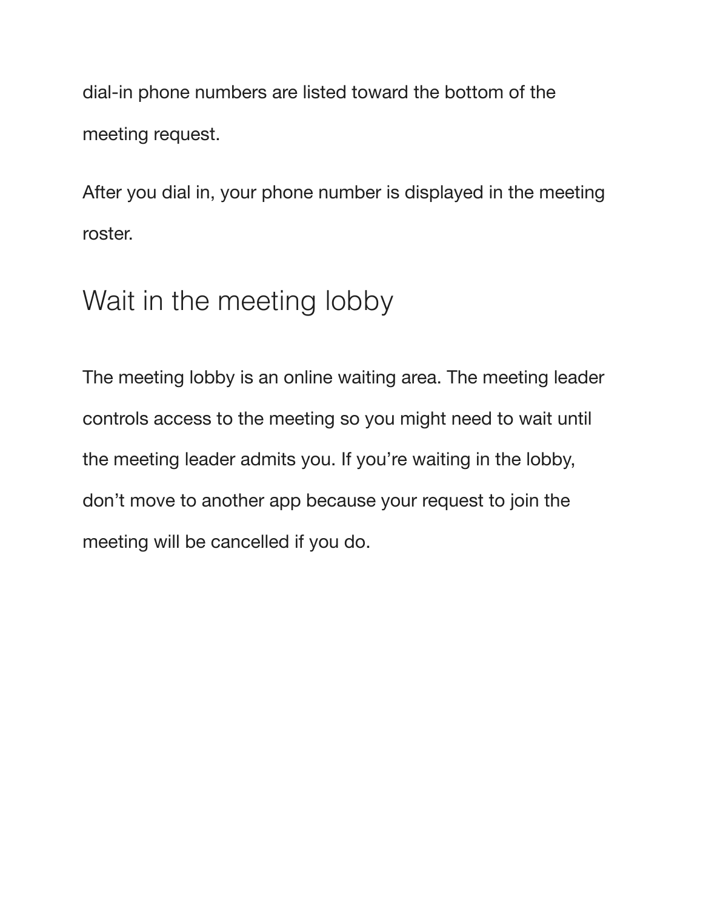dial-in phone numbers are listed toward the bottom of the meeting request.

After you dial in, your phone number is displayed in the meeting roster.

## Wait in the meeting lobby

The meeting lobby is an online waiting area. The meeting leader controls access to the meeting so you might need to wait until the meeting leader admits you. If you're waiting in the lobby, don't move to another app because your request to join the meeting will be cancelled if you do.